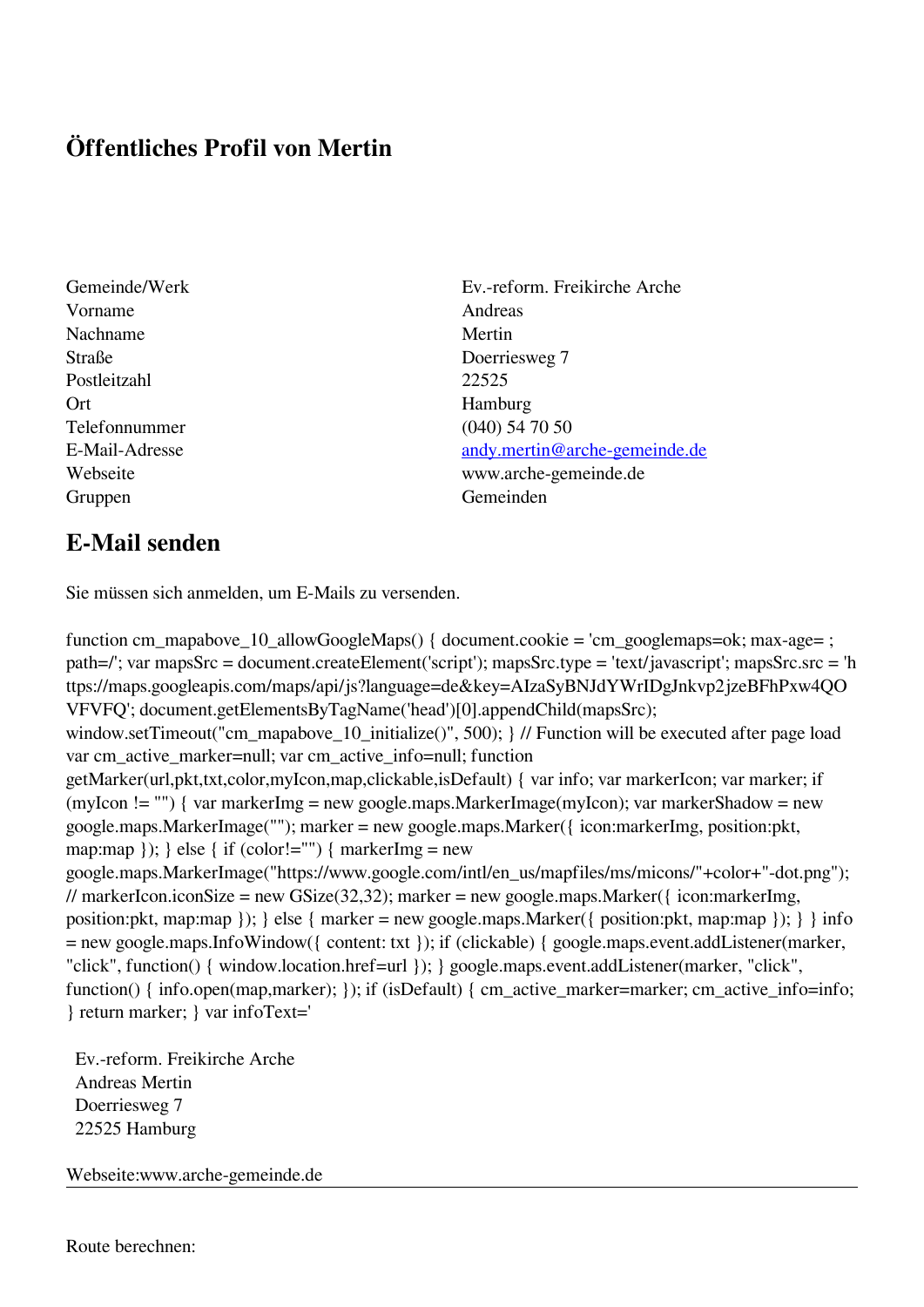# Öffentliches Profil von Mertin

| | |
|---|---|
| Gemeinde/Werk | Ev.-reform. Freikirche Arche |
| Vorname | Andreas |
| Nachname | Mertin |
| Straße | Doerriesweg 7 |
| Postleitzahl | 22525 |
| Ort | Hamburg |
| Telefonnummer | (040) 54 70 50 |
| E-Mail-Adresse | andy.mertin@arche-gemeinde.de |
| Webseite | www.arche-gemeinde.de |
| Gruppen | Gemeinden |

## E-Mail senden

Sie müssen sich anmelden, um E-Mails zu versenden.

function cm_mapabove_10_allowGoogleMaps() { document.cookie = 'cm_googlemaps=ok; max-age= ; path=/'; var mapsSrc = document.createElement('script'); mapsSrc.type = 'text/javascript'; mapsSrc.src = 'https://maps.googleapis.com/maps/api/js?language=de&key=AIzaSyBNJdYWrIDgJnkvp2jzeBFhPxw4QOVFVFQ'; document.getElementsByTagName('head')[0].appendChild(mapsSrc); window.setTimeout("cm_mapabove_10_initialize()", 500); } // Function will be executed after page load var cm_active_marker=null; var cm_active_info=null; function getMarker(url,pkt,txt,color,myIcon,map,clickable,isDefault) { var info; var markerIcon; var marker; if (myIcon != "") { var markerImg = new google.maps.MarkerImage(myIcon); var markerShadow = new google.maps.MarkerImage(""); marker = new google.maps.Marker({ icon:markerImg, position:pkt, map:map }); } else { if (color!="") { markerImg = new google.maps.MarkerImage("https://www.google.com/intl/en_us/mapfiles/ms/micons/"+color+"-dot.png"); // markerIcon.iconSize = new GSize(32,32); marker = new google.maps.Marker({ icon:markerImg, position:pkt, map:map }); } else { marker = new google.maps.Marker({ position:pkt, map:map }); } } info = new google.maps.InfoWindow({ content: txt }); if (clickable) { google.maps.event.addListener(marker, "click", function() { window.location.href=url }); } google.maps.event.addListener(marker, "click", function() { info.open(map,marker); }); if (isDefault) { cm_active_marker=marker; cm_active_info=info; } return marker; } var infoText='

Ev.-reform. Freikirche Arche
Andreas Mertin
Doerriesweg 7
22525 Hamburg

Webseite:www.arche-gemeinde.de

---

Route berechnen: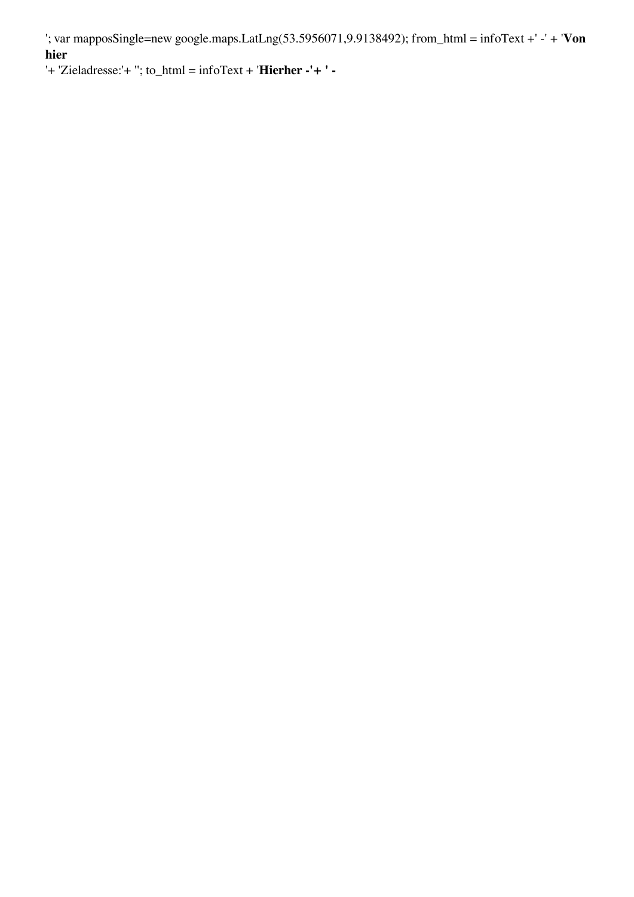'; var mapposSingle=new google.maps.LatLng(53.5956071,9.9138492); from_html = infoText +' -' + '**Von hier**

'+ 'Zieladresse:'+ ''; to_html = infoText + '**Hierher -'+ ' -**